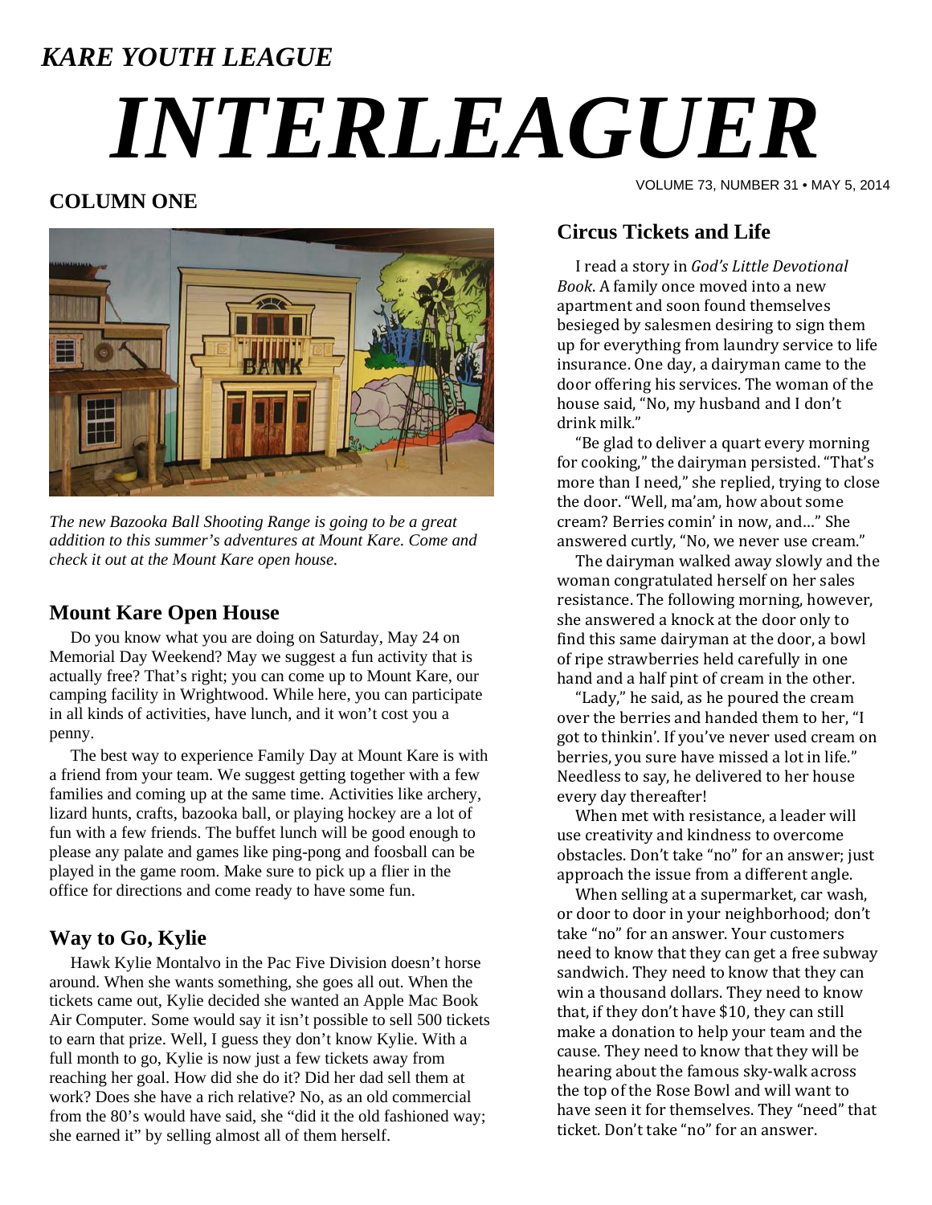*KARE YOUTH LEAGUE*

# *INTERLEAGUER*

VOLUME 73, NUMBER 31 • MAY 5, 2014

## COLUMN ONE

*The new Bazooka Ball Shooting Range is going to be a great addition to this summer's adventures at Mount Kare. Come and check it out at the Mount Kare open house.*

### Mount Kare Open House

Do you know what you are doing on Saturday, May 24 on Memorial Day Weekend? May we suggest a fun activity that is actually free? That's right; you can come up to Mount Kare, our camping facility in Wrightwood. While here, you can participate in all kinds of activities, have lunch, and it won't cost you a penny.

The best way to experience Family Day at Mount Kare is with a friend from your team. We suggest getting together with a few families and coming up at the same time. Activities like archery, lizard hunts, crafts, bazooka ball, or playing hockey are a lot of fun with a few friends. The buffet lunch will be good enough to please any palate and games like ping-pong and foosball can be played in the game room. Make sure to pick up a flier in the office for directions and come ready to have some fun.

### Way to Go, Kylie

Hawk Kylie Montalvo in the Pac Five Division doesn't horse around. When she wants something, she goes all out. When the tickets came out, Kylie decided she wanted an Apple Mac Book Air Computer. Some would say it isn't possible to sell 500 tickets to earn that prize. Well, I guess they don't know Kylie. With a full month to go, Kylie is now just a few tickets away from reaching her goal. How did she do it? Did her dad sell them at work? Does she have a rich relative? No, as an old commercial from the 80's would have said, she "did it the old fashioned way; she earned it" by selling almost all of them herself.

### Circus Tickets and Life

I read a story in *God's Little Devotional Book*. A family once moved into a new apartment and soon found themselves besieged by salesmen desiring to sign them up for everything from laundry service to life insurance. One day, a dairyman came to the door offering his services. The woman of the house said, "No, my husband and I don't drink milk."

"Be glad to deliver a quart every morning for cooking," the dairyman persisted. "That's more than I need," she replied, trying to close the door. "Well, ma'am, how about some cream? Berries comin' in now, and…" She answered curtly, "No, we never use cream."

The dairyman walked away slowly and the woman congratulated herself on her sales resistance. The following morning, however, she answered a knock at the door only to find this same dairyman at the door, a bowl of ripe strawberries held carefully in one hand and a half pint of cream in the other.

"Lady," he said, as he poured the cream over the berries and handed them to her, "I got to thinkin'. If you've never used cream on berries, you sure have missed a lot in life." Needless to say, he delivered to her house every day thereafter!

When met with resistance, a leader will use creativity and kindness to overcome obstacles. Don't take "no" for an answer; just approach the issue from a different angle.

When selling at a supermarket, car wash, or door to door in your neighborhood; don't take "no" for an answer. Your customers need to know that they can get a free subway sandwich. They need to know that they can win a thousand dollars. They need to know that, if they don't have $10, they can still make a donation to help your team and the cause. They need to know that they will be hearing about the famous sky-walk across the top of the Rose Bowl and will want to have seen it for themselves. They "need" that ticket. Don't take "no" for an answer.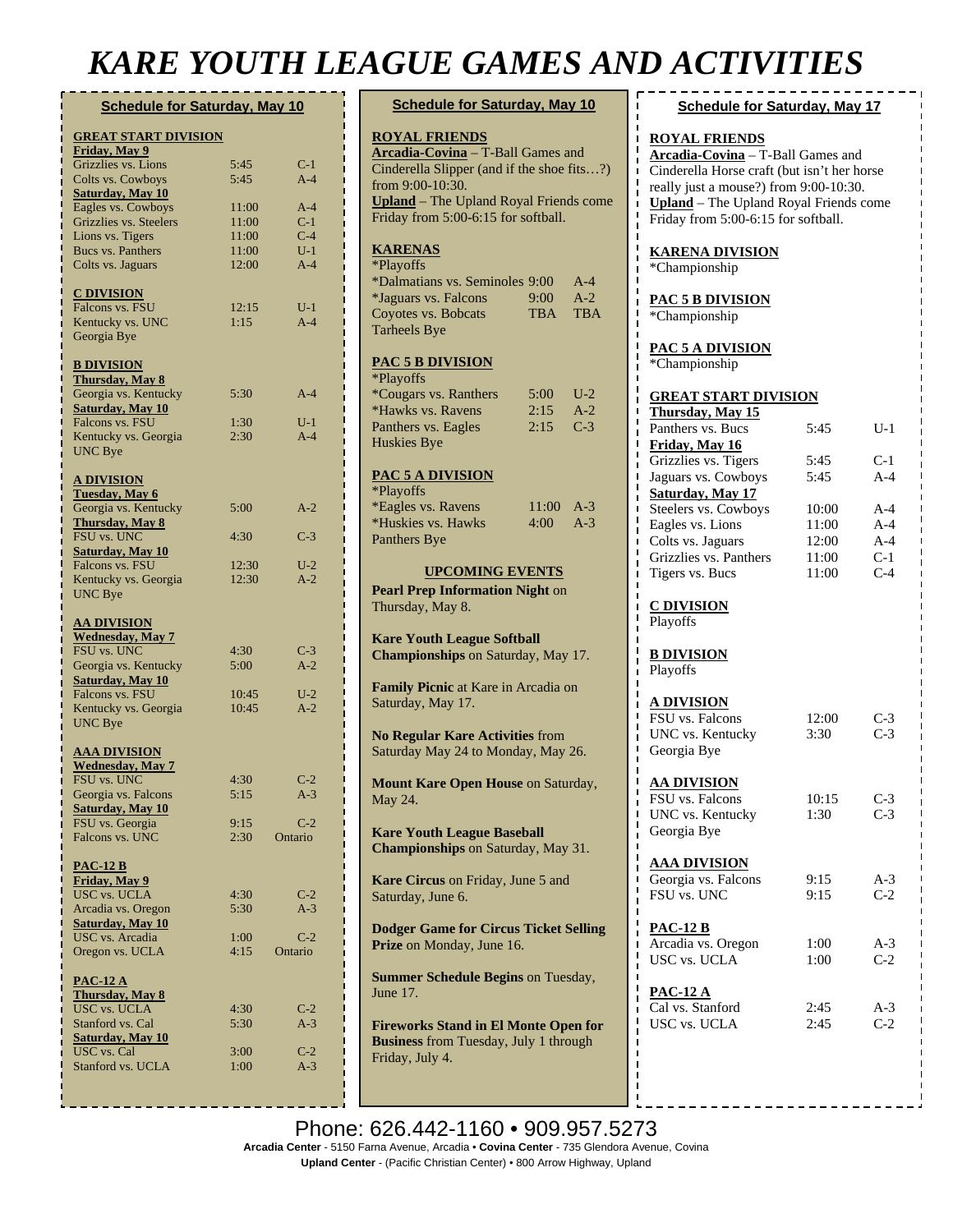# KARE YOUTH LEAGUE GAMES AND ACTIVITIES

## Schedule for Saturday, May 10

**GREAT START DIVISION**

**Friday, May 9**

| | | |
|---|---|---|
| Grizzlies vs. Lions | 5:45 | C-1 |
| Colts vs. Cowboys | 5:45 | A-4 |

**Saturday, May 10**

| | | |
|---|---|---|
| Eagles vs. Cowboys | 11:00 | A-4 |
| Grizzlies vs. Steelers | 11:00 | C-1 |
| Lions vs. Tigers | 11:00 | C-4 |
| Bucs vs. Panthers | 11:00 | U-1 |
| Colts vs. Jaguars | 12:00 | A-4 |

**C DIVISION**

| | | |
|---|---|---|
| Falcons vs. FSU | 12:15 | U-1 |
| Kentucky vs. UNC | 1:15 | A-4 |
| Georgia Bye | | |

**B DIVISION**

**Thursday, May 8**

| | | |
|---|---|---|
| Georgia vs. Kentucky | 5:30 | A-4 |

**Saturday, May 10**

| | | |
|---|---|---|
| Falcons vs. FSU | 1:30 | U-1 |
| Kentucky vs. Georgia | 2:30 | A-4 |
| UNC Bye | | |

**A DIVISION**

**Tuesday, May 6**

| | | |
|---|---|---|
| Georgia vs. Kentucky | 5:00 | A-2 |

**Thursday, May 8**

| | | |
|---|---|---|
| FSU vs. UNC | 4:30 | C-3 |

**Saturday, May 10**

| | | |
|---|---|---|
| Falcons vs. FSU | 12:30 | U-2 |
| Kentucky vs. Georgia | 12:30 | A-2 |
| UNC Bye | | |

**AA DIVISION**

**Wednesday, May 7**

| | | |
|---|---|---|
| FSU vs. UNC | 4:30 | C-3 |
| Georgia vs. Kentucky | 5:00 | A-2 |

**Saturday, May 10**

| | | |
|---|---|---|
| Falcons vs. FSU | 10:45 | U-2 |
| Kentucky vs. Georgia | 10:45 | A-2 |
| UNC Bye | | |

**AAA DIVISION**

**Wednesday, May 7**

| | | |
|---|---|---|
| FSU vs. UNC | 4:30 | C-2 |
| Georgia vs. Falcons | 5:15 | A-3 |

**Saturday, May 10**

| | | |
|---|---|---|
| FSU vs. Georgia | 9:15 | C-2 |
| Falcons vs. UNC | 2:30 | Ontario |

**PAC-12 B**

**Friday, May 9**

| | | |
|---|---|---|
| USC vs. UCLA | 4:30 | C-2 |
| Arcadia vs. Oregon | 5:30 | A-3 |

**Saturday, May 10**

| | | |
|---|---|---|
| USC vs. Arcadia | 1:00 | C-2 |
| Oregon vs. UCLA | 4:15 | Ontario |

**PAC-12 A**

**Thursday, May 8**

| | | |
|---|---|---|
| USC vs. UCLA | 4:30 | C-2 |
| Stanford vs. Cal | 5:30 | A-3 |

**Saturday, May 10**

| | | |
|---|---|---|
| USC vs. Cal | 3:00 | C-2 |
| Stanford vs. UCLA | 1:00 | A-3 |

## Schedule for Saturday, May 10

**ROYAL FRIENDS**

**Arcadia-Covina** – T-Ball Games and Cinderella Slipper (and if the shoe fits…?) from 9:00-10:30.

**Upland** – The Upland Royal Friends come Friday from 5:00-6:15 for softball.

**KARENAS**

*Playoffs

| | | |
|---|---|---|
| *Dalmatians vs. Seminoles | 9:00 | A-4 |
| *Jaguars vs. Falcons | 9:00 | A-2 |
| Coyotes vs. Bobcats | TBA | TBA |
| Tarheels Bye | | |

**PAC 5 B DIVISION**

*Playoffs

| | | |
|---|---|---|
| *Cougars vs. Ranthers | 5:00 | U-2 |
| *Hawks vs. Ravens | 2:15 | A-2 |
| Panthers vs. Eagles | 2:15 | C-3 |
| Huskies Bye | | |

**PAC 5 A DIVISION**

*Playoffs

| | | |
|---|---|---|
| *Eagles vs. Ravens | 11:00 | A-3 |
| *Huskies vs. Hawks | 4:00 | A-3 |
| Panthers Bye | | |

**UPCOMING EVENTS**

**Pearl Prep Information Night** on Thursday, May 8.

**Kare Youth League Softball Championships** on Saturday, May 17.

**Family Picnic** at Kare in Arcadia on Saturday, May 17.

**No Regular Kare Activities** from Saturday May 24 to Monday, May 26.

**Mount Kare Open House** on Saturday, May 24.

**Kare Youth League Baseball Championships** on Saturday, May 31.

**Kare Circus** on Friday, June 5 and Saturday, June 6.

**Dodger Game for Circus Ticket Selling Prize** on Monday, June 16.

**Summer Schedule Begins** on Tuesday, June 17.

**Fireworks Stand in El Monte Open for Business** from Tuesday, July 1 through Friday, July 4.

## Schedule for Saturday, May 17

**ROYAL FRIENDS**

**Arcadia-Covina** – T-Ball Games and Cinderella Horse craft (but isn't her horse really just a mouse?) from 9:00-10:30.

**Upland** – The Upland Royal Friends come Friday from 5:00-6:15 for softball.

**KARENA DIVISION**

*Championship

**PAC 5 B DIVISION**

*Championship

**PAC 5 A DIVISION**

*Championship

**GREAT START DIVISION**

**Thursday, May 15**

| | | |
|---|---|---|
| Panthers vs. Bucs | 5:45 | U-1 |

**Friday, May 16**

| | | |
|---|---|---|
| Grizzlies vs. Tigers | 5:45 | C-1 |
| Jaguars vs. Cowboys | 5:45 | A-4 |

**Saturday, May 17**

| | | |
|---|---|---|
| Steelers vs. Cowboys | 10:00 | A-4 |
| Eagles vs. Lions | 11:00 | A-4 |
| Colts vs. Jaguars | 12:00 | A-4 |
| Grizzlies vs. Panthers | 11:00 | C-1 |
| Tigers vs. Bucs | 11:00 | C-4 |

**C DIVISION**

Playoffs

**B DIVISION**

Playoffs

**A DIVISION**

| | | |
|---|---|---|
| FSU vs. Falcons | 12:00 | C-3 |
| UNC vs. Kentucky | 3:30 | C-3 |
| Georgia Bye | | |

**AA DIVISION**

| | | |
|---|---|---|
| FSU vs. Falcons | 10:15 | C-3 |
| UNC vs. Kentucky | 1:30 | C-3 |
| Georgia Bye | | |

**AAA DIVISION**

| | | |
|---|---|---|
| Georgia vs. Falcons | 9:15 | A-3 |
| FSU vs. UNC | 9:15 | C-2 |

**PAC-12 B**

| | | |
|---|---|---|
| Arcadia vs. Oregon | 1:00 | A-3 |
| USC vs. UCLA | 1:00 | C-2 |

**PAC-12 A**

| | | |
|---|---|---|
| Cal vs. Stanford | 2:45 | A-3 |
| USC vs. UCLA | 2:45 | C-2 |

Phone: 626.442-1160 • 909.957.5273

**Arcadia Center** - 5150 Farna Avenue, Arcadia • **Covina Center** - 735 Glendora Avenue, Covina

**Upland Center** - (Pacific Christian Center) • 800 Arrow Highway, Upland